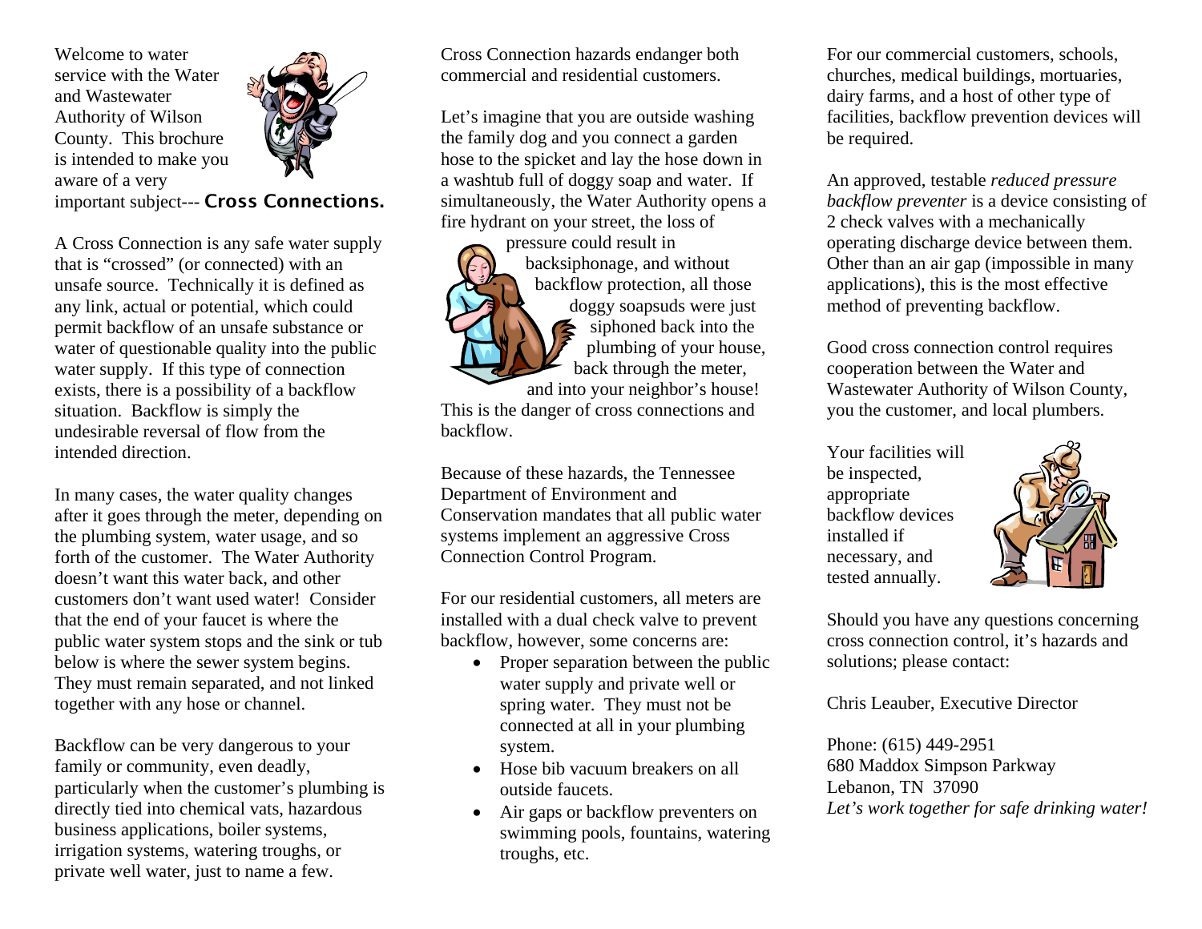Welcome to water service with the Water and Wastewater Authority of Wilson County. This brochure is intended to make you aware of a very important subject--- **Cross Connections.**

A Cross Connection is any safe water supply that is "crossed" (or connected) with an unsafe source. Technically it is defined as any link, actual or potential, which could permit backflow of an unsafe substance or water of questionable quality into the public water supply. If this type of connection exists, there is a possibility of a backflow situation. Backflow is simply the undesirable reversal of flow from the intended direction.

In many cases, the water quality changes after it goes through the meter, depending on the plumbing system, water usage, and so forth of the customer. The Water Authority doesn't want this water back, and other customers don't want used water! Consider that the end of your faucet is where the public water system stops and the sink or tub below is where the sewer system begins. They must remain separated, and not linked together with any hose or channel.

Backflow can be very dangerous to your family or community, even deadly, particularly when the customer's plumbing is directly tied into chemical vats, hazardous business applications, boiler systems, irrigation systems, watering troughs, or private well water, just to name a few.

Cross Connection hazards endanger both commercial and residential customers.

Let's imagine that you are outside washing the family dog and you connect a garden hose to the spicket and lay the hose down in a washtub full of doggy soap and water. If simultaneously, the Water Authority opens a fire hydrant on your street, the loss of pressure could result in backsiphonage, and without backflow protection, all those doggy soapsuds were just siphoned back into the plumbing of your house, back through the meter, and into your neighbor's house! This is the danger of cross connections and backflow.

Because of these hazards, the Tennessee Department of Environment and Conservation mandates that all public water systems implement an aggressive Cross Connection Control Program.

For our residential customers, all meters are installed with a dual check valve to prevent backflow, however, some concerns are:

- Proper separation between the public water supply and private well or spring water. They must not be connected at all in your plumbing system.
- Hose bib vacuum breakers on all outside faucets.
- Air gaps or backflow preventers on swimming pools, fountains, watering troughs, etc.

For our commercial customers, schools, churches, medical buildings, mortuaries, dairy farms, and a host of other type of facilities, backflow prevention devices will be required.

An approved, testable *reduced pressure backflow preventer* is a device consisting of 2 check valves with a mechanically operating discharge device between them. Other than an air gap (impossible in many applications), this is the most effective method of preventing backflow.

Good cross connection control requires cooperation between the Water and Wastewater Authority of Wilson County, you the customer, and local plumbers.

Your facilities will be inspected, appropriate backflow devices installed if necessary, and tested annually.

Should you have any questions concerning cross connection control, it's hazards and solutions; please contact:

Chris Leauber, Executive Director

Phone: (615) 449-2951
680 Maddox Simpson Parkway
Lebanon, TN 37090
*Let's work together for safe drinking water!*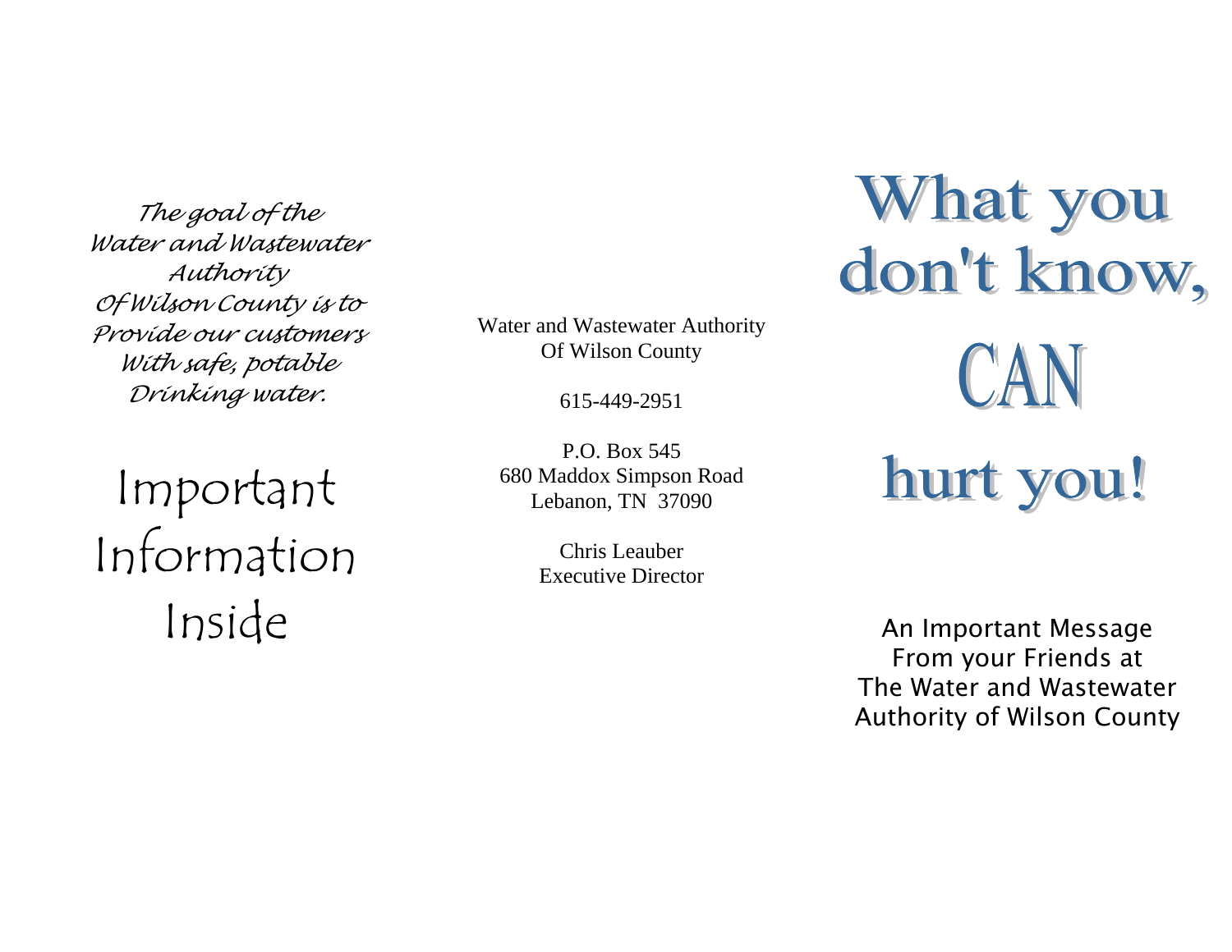*The goal of the Water and Wastewater Authority Of Wilson County is to Provide our customers With safe, potable Drinking water.*

Important Information Inside

Water and Wastewater Authority
Of Wilson County

615-449-2951

P.O. Box 545
680 Maddox Simpson Road
Lebanon, TN 37090

Chris Leauber
Executive Director

# What you don't know, CAN hurt you!

An Important Message
From your Friends at
The Water and Wastewater
Authority of Wilson County